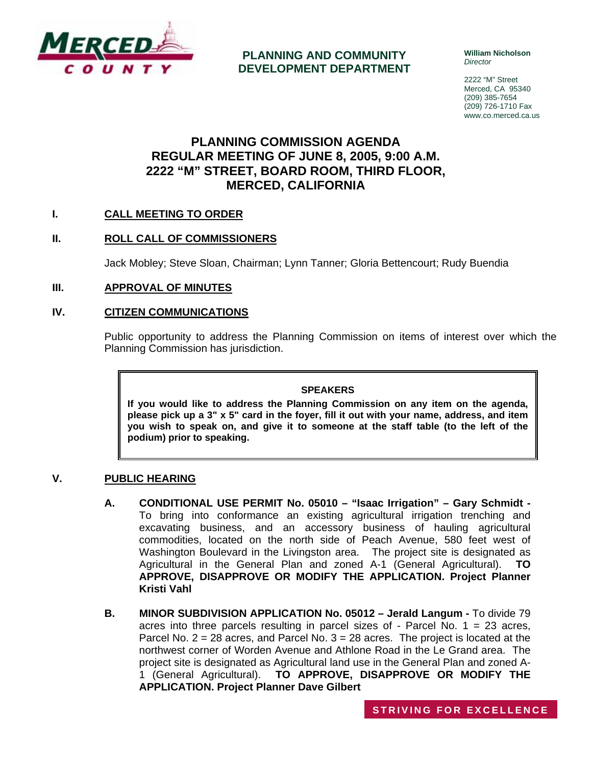MERCED COUNTY

**PLANNING AND COMMUNITY DEVELOPMENT DEPARTMENT**

**William Nicholson**
*Director*

2222 "M" Street
Merced, CA 95340
(209) 385-7654
(209) 726-1710 Fax
www.co.merced.ca.us

# PLANNING COMMISSION AGENDA
# REGULAR MEETING OF JUNE 8, 2005, 9:00 A.M.
# 2222 "M" STREET, BOARD ROOM, THIRD FLOOR, MERCED, CALIFORNIA

## I. CALL MEETING TO ORDER

## II. ROLL CALL OF COMMISSIONERS

Jack Mobley; Steve Sloan, Chairman; Lynn Tanner; Gloria Bettencourt; Rudy Buendia

## III. APPROVAL OF MINUTES

## IV. CITIZEN COMMUNICATIONS

Public opportunity to address the Planning Commission on items of interest over which the Planning Commission has jurisdiction.

> **SPEAKERS**
>
> **If you would like to address the Planning Commission on any item on the agenda, please pick up a 3" x 5" card in the foyer, fill it out with your name, address, and item you wish to speak on, and give it to someone at the staff table (to the left of the podium) prior to speaking.**

## V. PUBLIC HEARING

**A. CONDITIONAL USE PERMIT No. 05010 – "Isaac Irrigation" – Gary Schmidt -** To bring into conformance an existing agricultural irrigation trenching and excavating business, and an accessory business of hauling agricultural commodities, located on the north side of Peach Avenue, 580 feet west of Washington Boulevard in the Livingston area. The project site is designated as Agricultural in the General Plan and zoned A-1 (General Agricultural). **TO APPROVE, DISAPPROVE OR MODIFY THE APPLICATION. Project Planner Kristi Vahl**

**B. MINOR SUBDIVISION APPLICATION No. 05012 – Jerald Langum -** To divide 79 acres into three parcels resulting in parcel sizes of - Parcel No. 1 = 23 acres, Parcel No. 2 = 28 acres, and Parcel No. 3 = 28 acres. The project is located at the northwest corner of Worden Avenue and Athlone Road in the Le Grand area. The project site is designated as Agricultural land use in the General Plan and zoned A-1 (General Agricultural). **TO APPROVE, DISAPPROVE OR MODIFY THE APPLICATION. Project Planner Dave Gilbert**

STRIVING FOR EXCELLENCE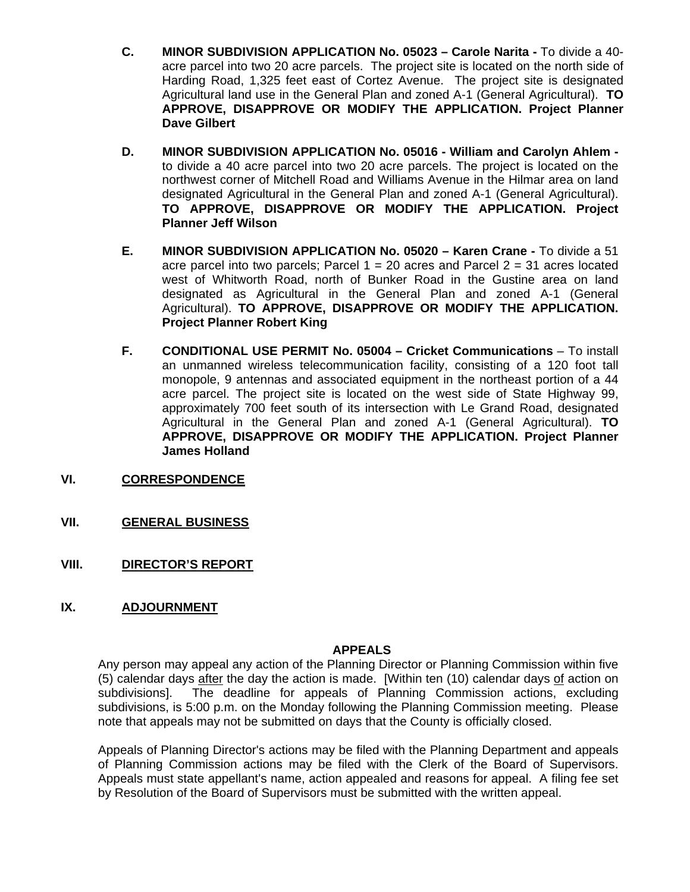C. **MINOR SUBDIVISION APPLICATION No. 05023 – Carole Narita -** To divide a 40-acre parcel into two 20 acre parcels. The project site is located on the north side of Harding Road, 1,325 feet east of Cortez Avenue. The project site is designated Agricultural land use in the General Plan and zoned A-1 (General Agricultural). **TO APPROVE, DISAPPROVE OR MODIFY THE APPLICATION. Project Planner Dave Gilbert**

D. **MINOR SUBDIVISION APPLICATION No. 05016 - William and Carolyn Ahlem -** to divide a 40 acre parcel into two 20 acre parcels. The project is located on the northwest corner of Mitchell Road and Williams Avenue in the Hilmar area on land designated Agricultural in the General Plan and zoned A-1 (General Agricultural). **TO APPROVE, DISAPPROVE OR MODIFY THE APPLICATION. Project Planner Jeff Wilson**

E. **MINOR SUBDIVISION APPLICATION No. 05020 – Karen Crane -** To divide a 51 acre parcel into two parcels; Parcel 1 = 20 acres and Parcel 2 = 31 acres located west of Whitworth Road, north of Bunker Road in the Gustine area on land designated as Agricultural in the General Plan and zoned A-1 (General Agricultural). **TO APPROVE, DISAPPROVE OR MODIFY THE APPLICATION. Project Planner Robert King**

F. **CONDITIONAL USE PERMIT No. 05004 – Cricket Communications** – To install an unmanned wireless telecommunication facility, consisting of a 120 foot tall monopole, 9 antennas and associated equipment in the northeast portion of a 44 acre parcel. The project site is located on the west side of State Highway 99, approximately 700 feet south of its intersection with Le Grand Road, designated Agricultural in the General Plan and zoned A-1 (General Agricultural). **TO APPROVE, DISAPPROVE OR MODIFY THE APPLICATION. Project Planner James Holland**

## VI. CORRESPONDENCE

## VII. GENERAL BUSINESS

## VIII. DIRECTOR'S REPORT

## IX. ADJOURNMENT

### APPEALS

Any person may appeal any action of the Planning Director or Planning Commission within five (5) calendar days after the day the action is made. [Within ten (10) calendar days of action on subdivisions]. The deadline for appeals of Planning Commission actions, excluding subdivisions, is 5:00 p.m. on the Monday following the Planning Commission meeting. Please note that appeals may not be submitted on days that the County is officially closed.

Appeals of Planning Director's actions may be filed with the Planning Department and appeals of Planning Commission actions may be filed with the Clerk of the Board of Supervisors. Appeals must state appellant's name, action appealed and reasons for appeal. A filing fee set by Resolution of the Board of Supervisors must be submitted with the written appeal.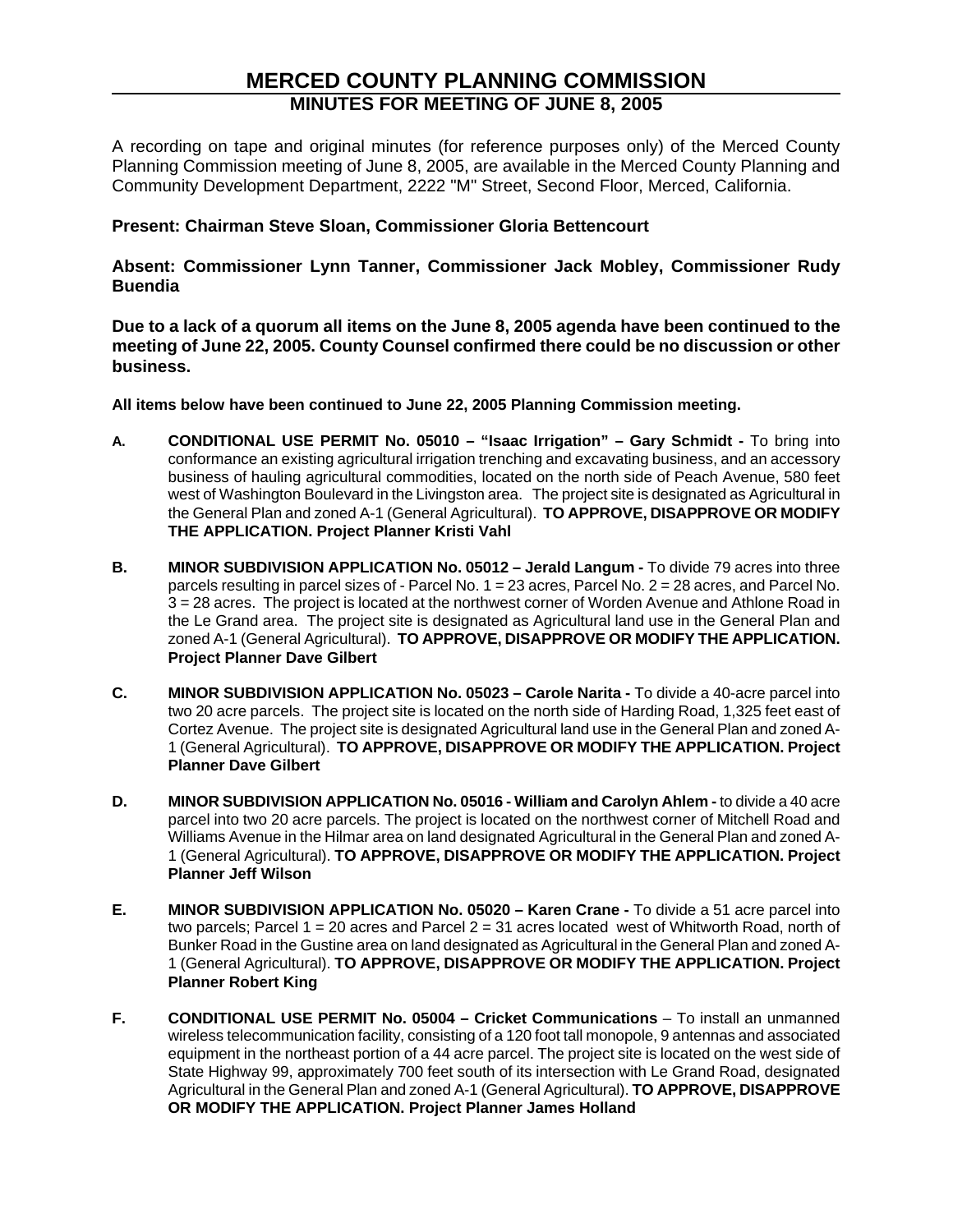# MERCED COUNTY PLANNING COMMISSION

## MINUTES FOR MEETING OF JUNE 8, 2005

A recording on tape and original minutes (for reference purposes only) of the Merced County Planning Commission meeting of June 8, 2005, are available in the Merced County Planning and Community Development Department, 2222 "M" Street, Second Floor, Merced, California.

**Present: Chairman Steve Sloan, Commissioner Gloria Bettencourt**

**Absent: Commissioner Lynn Tanner, Commissioner Jack Mobley, Commissioner Rudy Buendia**

**Due to a lack of a quorum all items on the June 8, 2005 agenda have been continued to the meeting of June 22, 2005. County Counsel confirmed there could be no discussion or other business.**

**All items below have been continued to June 22, 2005 Planning Commission meeting.**

**A. CONDITIONAL USE PERMIT No. 05010 – "Isaac Irrigation" – Gary Schmidt -** To bring into conformance an existing agricultural irrigation trenching and excavating business, and an accessory business of hauling agricultural commodities, located on the north side of Peach Avenue, 580 feet west of Washington Boulevard in the Livingston area. The project site is designated as Agricultural in the General Plan and zoned A-1 (General Agricultural). **TO APPROVE, DISAPPROVE OR MODIFY THE APPLICATION. Project Planner Kristi Vahl**

**B. MINOR SUBDIVISION APPLICATION No. 05012 – Jerald Langum -** To divide 79 acres into three parcels resulting in parcel sizes of - Parcel No. 1 = 23 acres, Parcel No. 2 = 28 acres, and Parcel No. 3 = 28 acres. The project is located at the northwest corner of Worden Avenue and Athlone Road in the Le Grand area. The project site is designated as Agricultural land use in the General Plan and zoned A-1 (General Agricultural). **TO APPROVE, DISAPPROVE OR MODIFY THE APPLICATION. Project Planner Dave Gilbert**

**C. MINOR SUBDIVISION APPLICATION No. 05023 – Carole Narita -** To divide a 40-acre parcel into two 20 acre parcels. The project site is located on the north side of Harding Road, 1,325 feet east of Cortez Avenue. The project site is designated Agricultural land use in the General Plan and zoned A-1 (General Agricultural). **TO APPROVE, DISAPPROVE OR MODIFY THE APPLICATION. Project Planner Dave Gilbert**

**D. MINOR SUBDIVISION APPLICATION No. 05016 - William and Carolyn Ahlem -** to divide a 40 acre parcel into two 20 acre parcels. The project is located on the northwest corner of Mitchell Road and Williams Avenue in the Hilmar area on land designated Agricultural in the General Plan and zoned A-1 (General Agricultural). **TO APPROVE, DISAPPROVE OR MODIFY THE APPLICATION. Project Planner Jeff Wilson**

**E. MINOR SUBDIVISION APPLICATION No. 05020 – Karen Crane -** To divide a 51 acre parcel into two parcels; Parcel 1 = 20 acres and Parcel 2 = 31 acres located west of Whitworth Road, north of Bunker Road in the Gustine area on land designated as Agricultural in the General Plan and zoned A-1 (General Agricultural). **TO APPROVE, DISAPPROVE OR MODIFY THE APPLICATION. Project Planner Robert King**

**F. CONDITIONAL USE PERMIT No. 05004 – Cricket Communications** – To install an unmanned wireless telecommunication facility, consisting of a 120 foot tall monopole, 9 antennas and associated equipment in the northeast portion of a 44 acre parcel. The project site is located on the west side of State Highway 99, approximately 700 feet south of its intersection with Le Grand Road, designated Agricultural in the General Plan and zoned A-1 (General Agricultural). **TO APPROVE, DISAPPROVE OR MODIFY THE APPLICATION. Project Planner James Holland**